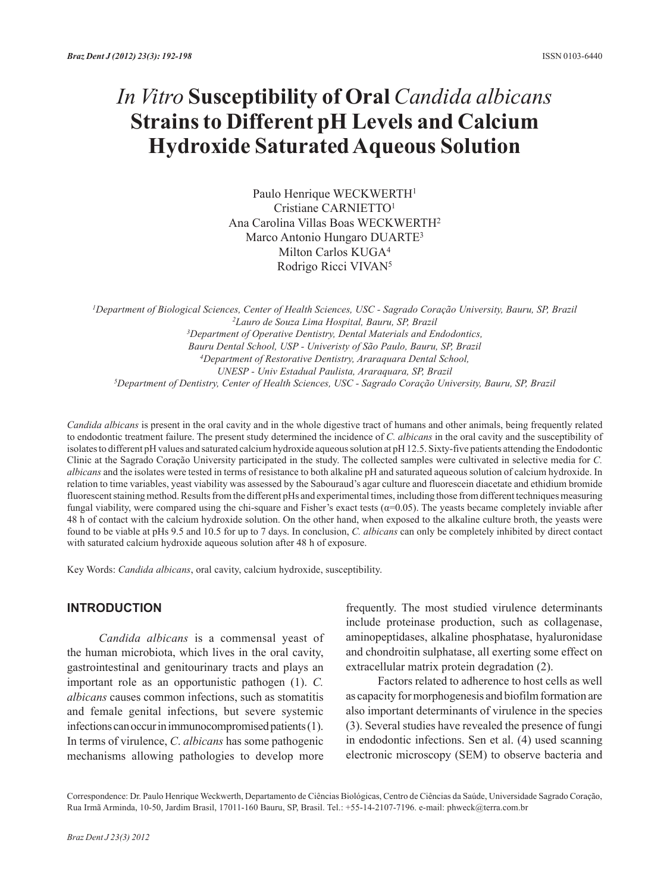# *In Vitro* Susceptibility of Oral *Candida albicans* Strains to Different pH Levels and Calcium Hydroxide Saturated Aqueous Solution

Paulo Henrique WECKWERTH[1]
Cristiane CARNIETTO[1]
Ana Carolina Villas Boas WECKWERTH[2]
Marco Antonio Hungaro DUARTE[3]
Milton Carlos KUGA[4]
Rodrigo Ricci VIVAN[5]

[1]*Department of Biological Sciences, Center of Health Sciences, USC - Sagrado Coração University, Bauru, SP, Brazil*
[2]*Lauro de Souza Lima Hospital, Bauru, SP, Brazil*
[3]*Department of Operative Dentistry, Dental Materials and Endodontics, Bauru Dental School, USP - Univeristy of São Paulo, Bauru, SP, Brazil*
[4]*Department of Restorative Dentistry, Araraquara Dental School, UNESP - Univ Estadual Paulista, Araraquara, SP, Brazil*
[5]*Department of Dentistry, Center of Health Sciences, USC - Sagrado Coração University, Bauru, SP, Brazil*

*Candida albicans* is present in the oral cavity and in the whole digestive tract of humans and other animals, being frequently related to endodontic treatment failure. The present study determined the incidence of *C. albicans* in the oral cavity and the susceptibility of isolates to different pH values and saturated calcium hydroxide aqueous solution at pH 12.5. Sixty-five patients attending the Endodontic Clinic at the Sagrado Coração University participated in the study. The collected samples were cultivated in selective media for *C. albicans* and the isolates were tested in terms of resistance to both alkaline pH and saturated aqueous solution of calcium hydroxide. In relation to time variables, yeast viability was assessed by the Sabouraud's agar culture and fluorescein diacetate and ethidium bromide fluorescent staining method. Results from the different pHs and experimental times, including those from different techniques measuring fungal viability, were compared using the chi-square and Fisher's exact tests (α=0.05). The yeasts became completely inviable after 48 h of contact with the calcium hydroxide solution. On the other hand, when exposed to the alkaline culture broth, the yeasts were found to be viable at pHs 9.5 and 10.5 for up to 7 days. In conclusion, *C. albicans* can only be completely inhibited by direct contact with saturated calcium hydroxide aqueous solution after 48 h of exposure.

Key Words: *Candida albicans*, oral cavity, calcium hydroxide, susceptibility.

## INTRODUCTION

*Candida albicans* is a commensal yeast of the human microbiota, which lives in the oral cavity, gastrointestinal and genitourinary tracts and plays an important role as an opportunistic pathogen (1). *C. albicans* causes common infections, such as stomatitis and female genital infections, but severe systemic infections can occur in immunocompromised patients (1). In terms of virulence, *C. albicans* has some pathogenic mechanisms allowing pathologies to develop more frequently. The most studied virulence determinants include proteinase production, such as collagenase, aminopeptidases, alkaline phosphatase, hyaluronidase and chondroitin sulphatase, all exerting some effect on extracellular matrix protein degradation (2).

Factors related to adherence to host cells as well as capacity for morphogenesis and biofilm formation are also important determinants of virulence in the species (3). Several studies have revealed the presence of fungi in endodontic infections. Sen et al. (4) used scanning electronic microscopy (SEM) to observe bacteria and

Correspondence: Dr. Paulo Henrique Weckwerth, Departamento de Ciências Biológicas, Centro de Ciências da Saúde, Universidade Sagrado Coração, Rua Irmã Arminda, 10-50, Jardim Brasil, 17011-160 Bauru, SP, Brasil. Tel.: +55-14-2107-7196. e-mail: phweck@terra.com.br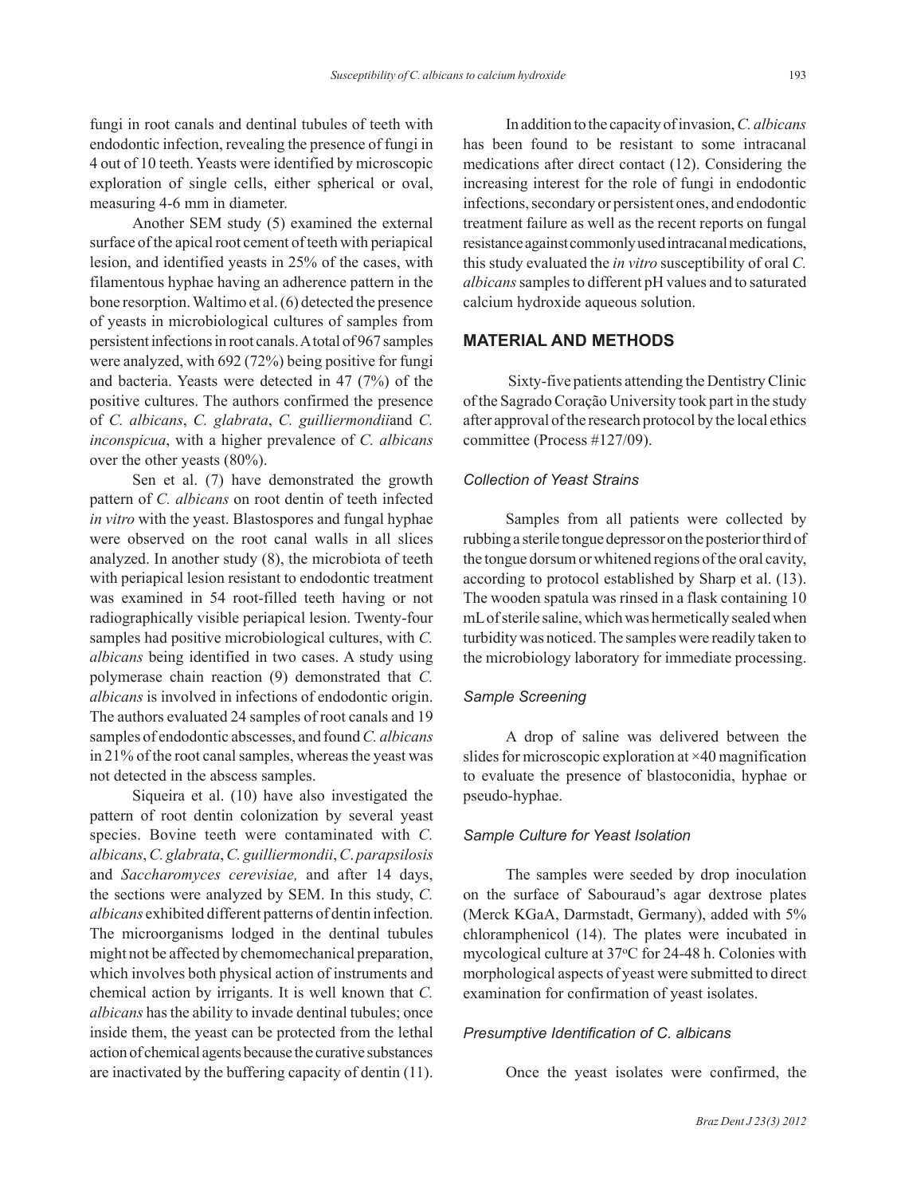fungi in root canals and dentinal tubules of teeth with endodontic infection, revealing the presence of fungi in 4 out of 10 teeth. Yeasts were identified by microscopic exploration of single cells, either spherical or oval, measuring 4-6 mm in diameter.

Another SEM study (5) examined the external surface of the apical root cement of teeth with periapical lesion, and identified yeasts in 25% of the cases, with filamentous hyphae having an adherence pattern in the bone resorption. Waltimo et al. (6) detected the presence of yeasts in microbiological cultures of samples from persistent infections in root canals. A total of 967 samples were analyzed, with 692 (72%) being positive for fungi and bacteria. Yeasts were detected in 47 (7%) of the positive cultures. The authors confirmed the presence of *C. albicans*, *C. glabrata*, *C. guilliermondii*and *C. inconspicua*, with a higher prevalence of *C. albicans* over the other yeasts (80%).

Sen et al. (7) have demonstrated the growth pattern of *C. albicans* on root dentin of teeth infected *in vitro* with the yeast. Blastospores and fungal hyphae were observed on the root canal walls in all slices analyzed. In another study (8), the microbiota of teeth with periapical lesion resistant to endodontic treatment was examined in 54 root-filled teeth having or not radiographically visible periapical lesion. Twenty-four samples had positive microbiological cultures, with *C. albicans* being identified in two cases. A study using polymerase chain reaction (9) demonstrated that *C. albicans* is involved in infections of endodontic origin. The authors evaluated 24 samples of root canals and 19 samples of endodontic abscesses, and found *C. albicans* in 21% of the root canal samples, whereas the yeast was not detected in the abscess samples.

Siqueira et al. (10) have also investigated the pattern of root dentin colonization by several yeast species. Bovine teeth were contaminated with *C. albicans*, *C. glabrata*, *C. guilliermondii*, *C. parapsilosis* and *Saccharomyces cerevisiae,* and after 14 days, the sections were analyzed by SEM. In this study, *C. albicans* exhibited different patterns of dentin infection. The microorganisms lodged in the dentinal tubules might not be affected by chemomechanical preparation, which involves both physical action of instruments and chemical action by irrigants. It is well known that *C. albicans* has the ability to invade dentinal tubules; once inside them, the yeast can be protected from the lethal action of chemical agents because the curative substances are inactivated by the buffering capacity of dentin (11).

In addition to the capacity of invasion, *C. albicans* has been found to be resistant to some intracanal medications after direct contact (12). Considering the increasing interest for the role of fungi in endodontic infections, secondary or persistent ones, and endodontic treatment failure as well as the recent reports on fungal resistance against commonly used intracanal medications, this study evaluated the *in vitro* susceptibility of oral *C. albicans* samples to different pH values and to saturated calcium hydroxide aqueous solution.

## MATERIAL AND METHODS

Sixty-five patients attending the Dentistry Clinic of the Sagrado Coração University took part in the study after approval of the research protocol by the local ethics committee (Process #127/09).

### *Collection of Yeast Strains*

Samples from all patients were collected by rubbing a sterile tongue depressor on the posterior third of the tongue dorsum or whitened regions of the oral cavity, according to protocol established by Sharp et al. (13). The wooden spatula was rinsed in a flask containing 10 mL of sterile saline, which was hermetically sealed when turbidity was noticed. The samples were readily taken to the microbiology laboratory for immediate processing.

### *Sample Screening*

A drop of saline was delivered between the slides for microscopic exploration at ×40 magnification to evaluate the presence of blastoconidia, hyphae or pseudo-hyphae.

### *Sample Culture for Yeast Isolation*

The samples were seeded by drop inoculation on the surface of Sabouraud's agar dextrose plates (Merck KGaA, Darmstadt, Germany), added with 5% chloramphenicol (14). The plates were incubated in mycological culture at 37°C for 24-48 h. Colonies with morphological aspects of yeast were submitted to direct examination for confirmation of yeast isolates.

### *Presumptive Identification of C. albicans*

Once the yeast isolates were confirmed, the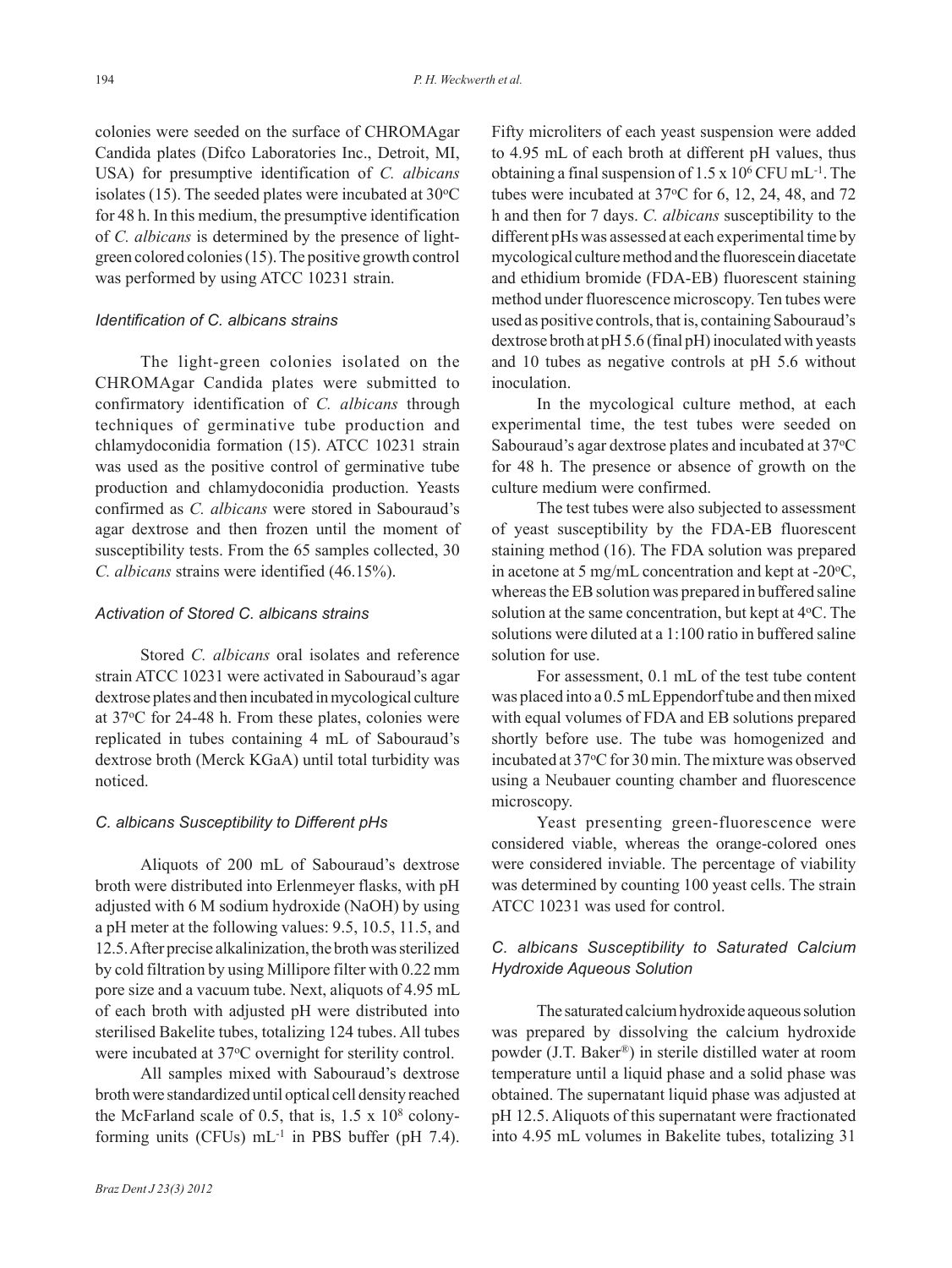colonies were seeded on the surface of CHROMAgar Candida plates (Difco Laboratories Inc., Detroit, MI, USA) for presumptive identification of *C. albicans* isolates (15). The seeded plates were incubated at 30°C for 48 h. In this medium, the presumptive identification of *C. albicans* is determined by the presence of light-green colored colonies (15). The positive growth control was performed by using ATCC 10231 strain.

### *Identification of C. albicans strains*

The light-green colonies isolated on the CHROMAgar Candida plates were submitted to confirmatory identification of *C. albicans* through techniques of germinative tube production and chlamydoconidia formation (15). ATCC 10231 strain was used as the positive control of germinative tube production and chlamydoconidia production. Yeasts confirmed as *C. albicans* were stored in Sabouraud's agar dextrose and then frozen until the moment of susceptibility tests. From the 65 samples collected, 30 *C. albicans* strains were identified (46.15%).

### *Activation of Stored C. albicans strains*

Stored *C. albicans* oral isolates and reference strain ATCC 10231 were activated in Sabouraud's agar dextrose plates and then incubated in mycological culture at 37°C for 24-48 h. From these plates, colonies were replicated in tubes containing 4 mL of Sabouraud's dextrose broth (Merck KGaA) until total turbidity was noticed.

### *C. albicans Susceptibility to Different pHs*

Aliquots of 200 mL of Sabouraud's dextrose broth were distributed into Erlenmeyer flasks, with pH adjusted with 6 M sodium hydroxide (NaOH) by using a pH meter at the following values: 9.5, 10.5, 11.5, and 12.5. After precise alkalinization, the broth was sterilized by cold filtration by using Millipore filter with 0.22 mm pore size and a vacuum tube. Next, aliquots of 4.95 mL of each broth with adjusted pH were distributed into sterilised Bakelite tubes, totalizing 124 tubes. All tubes were incubated at 37°C overnight for sterility control.

All samples mixed with Sabouraud's dextrose broth were standardized until optical cell density reached the McFarland scale of 0.5, that is, $1.5 \times 10^8$ colony-forming units (CFUs) $mL^{-1}$ in PBS buffer (pH 7.4). Fifty microliters of each yeast suspension were added to 4.95 mL of each broth at different pH values, thus obtaining a final suspension of $1.5 \times 10^6$ CFU $mL^{-1}$. The tubes were incubated at 37°C for 6, 12, 24, 48, and 72 h and then for 7 days. *C. albicans* susceptibility to the different pHs was assessed at each experimental time by mycological culture method and the fluorescein diacetate and ethidium bromide (FDA-EB) fluorescent staining method under fluorescence microscopy. Ten tubes were used as positive controls, that is, containing Sabouraud's dextrose broth at pH 5.6 (final pH) inoculated with yeasts and 10 tubes as negative controls at pH 5.6 without inoculation.

In the mycological culture method, at each experimental time, the test tubes were seeded on Sabouraud's agar dextrose plates and incubated at 37°C for 48 h. The presence or absence of growth on the culture medium were confirmed.

The test tubes were also subjected to assessment of yeast susceptibility by the FDA-EB fluorescent staining method (16). The FDA solution was prepared in acetone at 5 mg/mL concentration and kept at -20°C, whereas the EB solution was prepared in buffered saline solution at the same concentration, but kept at 4°C. The solutions were diluted at a 1:100 ratio in buffered saline solution for use.

For assessment, 0.1 mL of the test tube content was placed into a 0.5 mL Eppendorf tube and then mixed with equal volumes of FDA and EB solutions prepared shortly before use. The tube was homogenized and incubated at 37°C for 30 min. The mixture was observed using a Neubauer counting chamber and fluorescence microscopy.

Yeast presenting green-fluorescence were considered viable, whereas the orange-colored ones were considered inviable. The percentage of viability was determined by counting 100 yeast cells. The strain ATCC 10231 was used for control.

### *C. albicans Susceptibility to Saturated Calcium Hydroxide Aqueous Solution*

The saturated calcium hydroxide aqueous solution was prepared by dissolving the calcium hydroxide powder (J.T. Baker®) in sterile distilled water at room temperature until a liquid phase and a solid phase was obtained. The supernatant liquid phase was adjusted at pH 12.5. Aliquots of this supernatant were fractionated into 4.95 mL volumes in Bakelite tubes, totalizing 31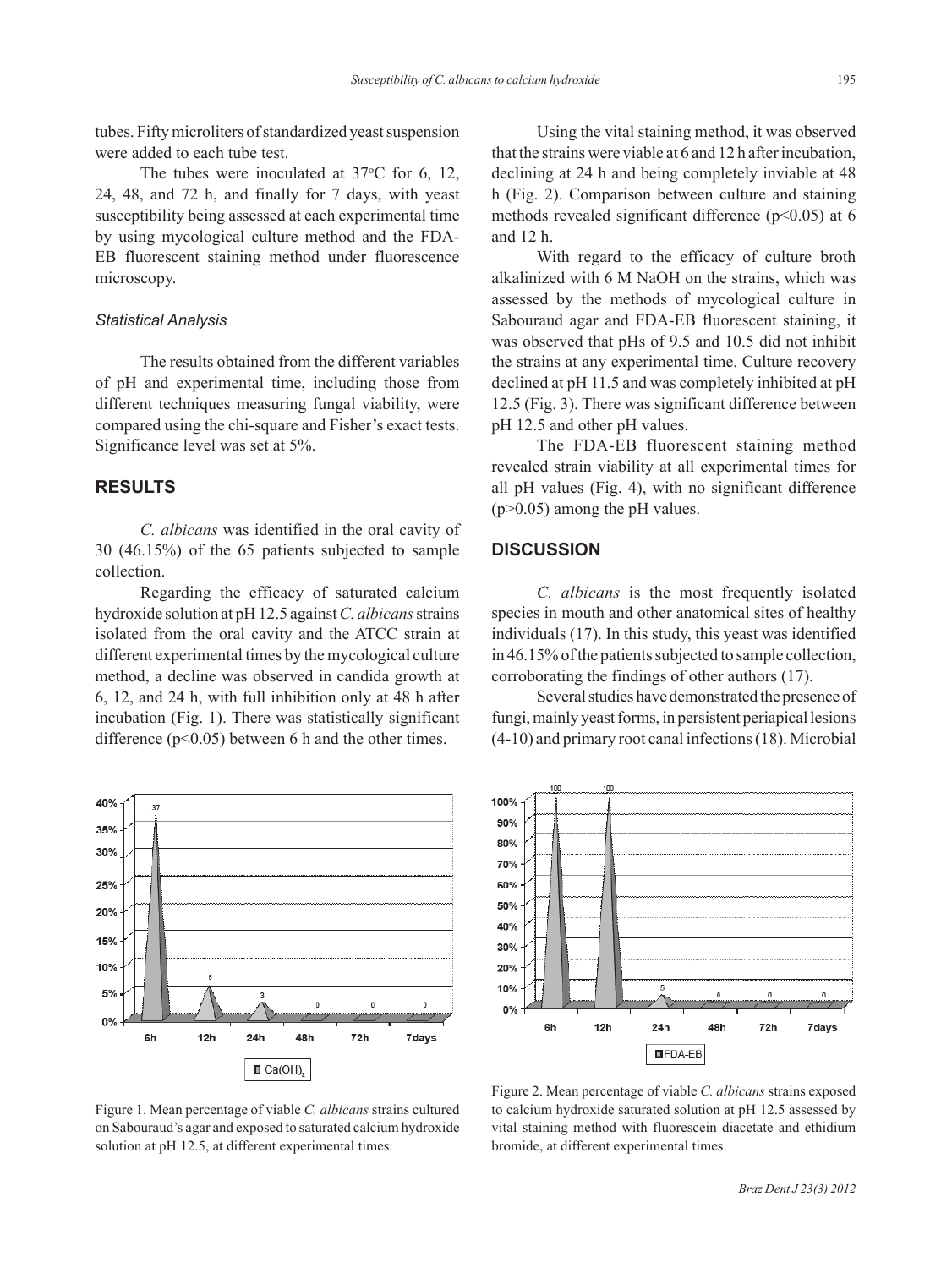tubes. Fifty microliters of standardized yeast suspension were added to each tube test.

The tubes were inoculated at 37°C for 6, 12, 24, 48, and 72 h, and finally for 7 days, with yeast susceptibility being assessed at each experimental time by using mycological culture method and the FDA-EB fluorescent staining method under fluorescence microscopy.

### *Statistical Analysis*

The results obtained from the different variables of pH and experimental time, including those from different techniques measuring fungal viability, were compared using the chi-square and Fisher's exact tests. Significance level was set at 5%.

## RESULTS

*C. albicans* was identified in the oral cavity of 30 (46.15%) of the 65 patients subjected to sample collection.

Regarding the efficacy of saturated calcium hydroxide solution at pH 12.5 against *C. albicans* strains isolated from the oral cavity and the ATCC strain at different experimental times by the mycological culture method, a decline was observed in candida growth at 6, 12, and 24 h, with full inhibition only at 48 h after incubation (Fig. 1). There was statistically significant difference ($p<0.05$) between 6 h and the other times.

Using the vital staining method, it was observed that the strains were viable at 6 and 12 h after incubation, declining at 24 h and being completely inviable at 48 h (Fig. 2). Comparison between culture and staining methods revealed significant difference ($p<0.05$) at 6 and 12 h.

With regard to the efficacy of culture broth alkalinized with 6 M NaOH on the strains, which was assessed by the methods of mycological culture in Sabouraud agar and FDA-EB fluorescent staining, it was observed that pHs of 9.5 and 10.5 did not inhibit the strains at any experimental time. Culture recovery declined at pH 11.5 and was completely inhibited at pH 12.5 (Fig. 3). There was significant difference between pH 12.5 and other pH values.

The FDA-EB fluorescent staining method revealed strain viability at all experimental times for all pH values (Fig. 4), with no significant difference ($p>0.05$) among the pH values.

## DISCUSSION

*C. albicans* is the most frequently isolated species in mouth and other anatomical sites of healthy individuals (17). In this study, this yeast was identified in 46.15% of the patients subjected to sample collection, corroborating the findings of other authors (17).

Several studies have demonstrated the presence of fungi, mainly yeast forms, in persistent periapical lesions (4-10) and primary root canal infections (18). Microbial

Figure 1. Mean percentage of viable *C. albicans* strains cultured on Sabouraud's agar and exposed to saturated calcium hydroxide solution at pH 12.5, at different experimental times.

Figure 2. Mean percentage of viable *C. albicans* strains exposed to calcium hydroxide saturated solution at pH 12.5 assessed by vital staining method with fluorescein diacetate and ethidium bromide, at different experimental times.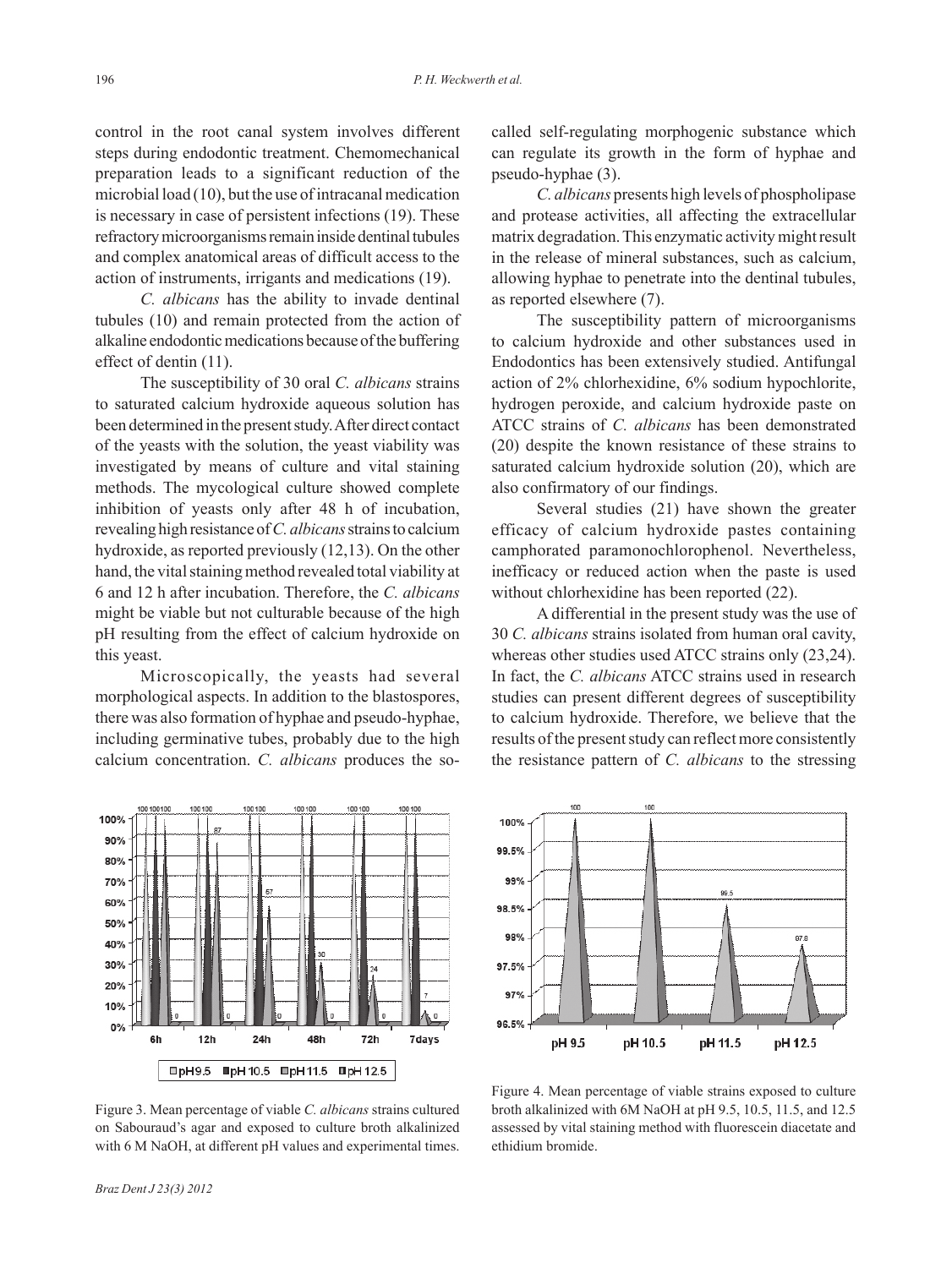control in the root canal system involves different steps during endodontic treatment. Chemomechanical preparation leads to a significant reduction of the microbial load (10), but the use of intracanal medication is necessary in case of persistent infections (19). These refractory microorganisms remain inside dentinal tubules and complex anatomical areas of difficult access to the action of instruments, irrigants and medications (19).

*C. albicans* has the ability to invade dentinal tubules (10) and remain protected from the action of alkaline endodontic medications because of the buffering effect of dentin (11).

The susceptibility of 30 oral *C. albicans* strains to saturated calcium hydroxide aqueous solution has been determined in the present study. After direct contact of the yeasts with the solution, the yeast viability was investigated by means of culture and vital staining methods. The mycological culture showed complete inhibition of yeasts only after 48 h of incubation, revealing high resistance of *C. albicans* strains to calcium hydroxide, as reported previously (12,13). On the other hand, the vital staining method revealed total viability at 6 and 12 h after incubation. Therefore, the *C. albicans* might be viable but not culturable because of the high pH resulting from the effect of calcium hydroxide on this yeast.

Microscopically, the yeasts had several morphological aspects. In addition to the blastospores, there was also formation of hyphae and pseudo-hyphae, including germinative tubes, probably due to the high calcium concentration. *C. albicans* produces the so-called self-regulating morphogenic substance which can regulate its growth in the form of hyphae and pseudo-hyphae (3).

*C. albicans* presents high levels of phospholipase and protease activities, all affecting the extracellular matrix degradation. This enzymatic activity might result in the release of mineral substances, such as calcium, allowing hyphae to penetrate into the dentinal tubules, as reported elsewhere (7).

The susceptibility pattern of microorganisms to calcium hydroxide and other substances used in Endodontics has been extensively studied. Antifungal action of 2% chlorhexidine, 6% sodium hypochlorite, hydrogen peroxide, and calcium hydroxide paste on ATCC strains of *C. albicans* has been demonstrated (20) despite the known resistance of these strains to saturated calcium hydroxide solution (20), which are also confirmatory of our findings.

Several studies (21) have shown the greater efficacy of calcium hydroxide pastes containing camphorated paramonochlorophenol. Nevertheless, inefficacy or reduced action when the paste is used without chlorhexidine has been reported (22).

A differential in the present study was the use of 30 *C. albicans* strains isolated from human oral cavity, whereas other studies used ATCC strains only (23,24). In fact, the *C. albicans* ATCC strains used in research studies can present different degrees of susceptibility to calcium hydroxide. Therefore, we believe that the results of the present study can reflect more consistently the resistance pattern of *C. albicans* to the stressing

Figure 3. Mean percentage of viable *C. albicans* strains cultured on Sabouraud's agar and exposed to culture broth alkalinized with 6 M NaOH, at different pH values and experimental times.

Figure 4. Mean percentage of viable strains exposed to culture broth alkalinized with 6M NaOH at pH 9.5, 10.5, 11.5, and 12.5 assessed by vital staining method with fluorescein diacetate and ethidium bromide.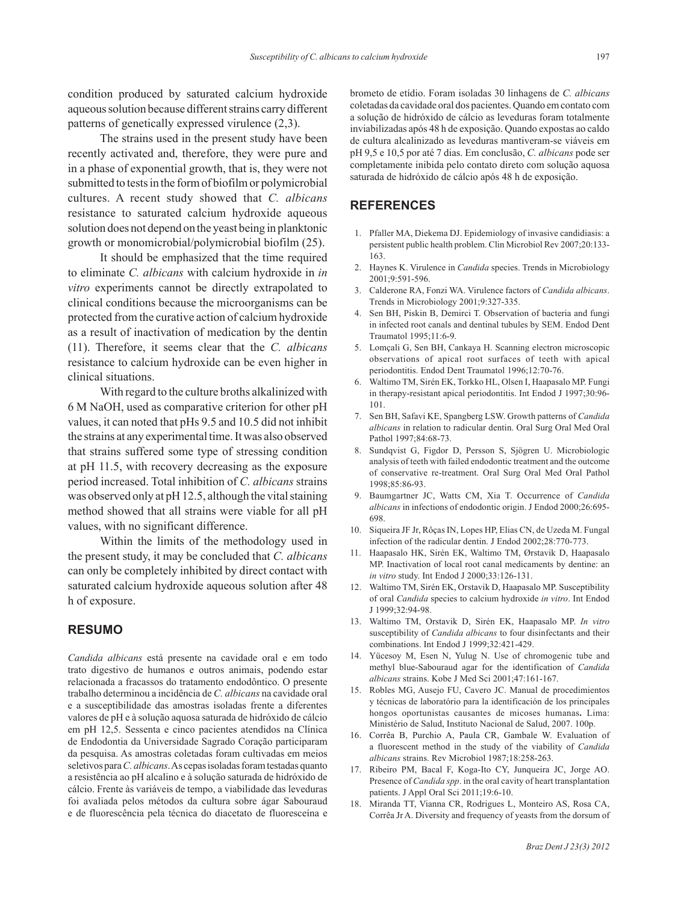condition produced by saturated calcium hydroxide aqueous solution because different strains carry different patterns of genetically expressed virulence (2,3).

The strains used in the present study have been recently activated and, therefore, they were pure and in a phase of exponential growth, that is, they were not submitted to tests in the form of biofilm or polymicrobial cultures. A recent study showed that *C. albicans* resistance to saturated calcium hydroxide aqueous solution does not depend on the yeast being in planktonic growth or monomicrobial/polymicrobial biofilm (25).

It should be emphasized that the time required to eliminate *C. albicans* with calcium hydroxide in *in vitro* experiments cannot be directly extrapolated to clinical conditions because the microorganisms can be protected from the curative action of calcium hydroxide as a result of inactivation of medication by the dentin (11). Therefore, it seems clear that the *C. albicans* resistance to calcium hydroxide can be even higher in clinical situations.

With regard to the culture broths alkalinized with 6 M NaOH, used as comparative criterion for other pH values, it can noted that pHs 9.5 and 10.5 did not inhibit the strains at any experimental time. It was also observed that strains suffered some type of stressing condition at pH 11.5, with recovery decreasing as the exposure period increased. Total inhibition of *C. albicans* strains was observed only at pH 12.5, although the vital staining method showed that all strains were viable for all pH values, with no significant difference.

Within the limits of the methodology used in the present study, it may be concluded that *C. albicans* can only be completely inhibited by direct contact with saturated calcium hydroxide aqueous solution after 48 h of exposure.

## RESUMO

*Candida albicans* está presente na cavidade oral e em todo trato digestivo de humanos e outros animais, podendo estar relacionada a fracassos do tratamento endodôntico. O presente trabalho determinou a incidência de *C. albicans* na cavidade oral e a susceptibilidade das amostras isoladas frente a diferentes valores de pH e à solução aquosa saturada de hidróxido de cálcio em pH 12,5. Sessenta e cinco pacientes atendidos na Clínica de Endodontia da Universidade Sagrado Coração participaram da pesquisa. As amostras coletadas foram cultivadas em meios seletivos para *C. albicans*. As cepas isoladas foram testadas quanto a resistência ao pH alcalino e à solução saturada de hidróxido de cálcio. Frente às variáveis de tempo, a viabilidade das leveduras foi avaliada pelos métodos da cultura sobre ágar Sabouraud e de fluorescência pela técnica do diacetato de fluoresceína e brometo de etídio. Foram isoladas 30 linhagens de *C. albicans* coletadas da cavidade oral dos pacientes. Quando em contato com a solução de hidróxido de cálcio as leveduras foram totalmente inviabilizadas após 48 h de exposição. Quando expostas ao caldo de cultura alcalinizado as leveduras mantiveram-se viáveis em pH 9,5 e 10,5 por até 7 dias. Em conclusão, *C. albicans* pode ser completamente inibida pelo contato direto com solução aquosa saturada de hidróxido de cálcio após 48 h de exposição.

## REFERENCES

1. Pfaller MA, Diekema DJ. Epidemiology of invasive candidiasis: a persistent public health problem. Clin Microbiol Rev 2007;20:133-163.
2. Haynes K. Virulence in *Candida* species. Trends in Microbiology 2001;9:591-596.
3. Calderone RA, Fonzi WA. Virulence factors of *Candida albicans*. Trends in Microbiology 2001;9:327-335.
4. Sen BH, Piskin B, Demirci T. Observation of bacteria and fungi in infected root canals and dentinal tubules by SEM. Endod Dent Traumatol 1995;11:6-9.
5. Lomçali G, Sen BH, Cankaya H. Scanning electron microscopic observations of apical root surfaces of teeth with apical periodontitis. Endod Dent Traumatol 1996;12:70-76.
6. Waltimo TM, Sirén EK, Torkko HL, Olsen I, Haapasalo MP. Fungi in therapy-resistant apical periodontitis. Int Endod J 1997;30:96-101.
7. Sen BH, Safavi KE, Spangberg LSW. Growth patterns of *Candida albicans* in relation to radicular dentin. Oral Surg Oral Med Oral Pathol 1997;84:68-73.
8. Sundqvist G, Figdor D, Persson S, Sjögren U. Microbiologic analysis of teeth with failed endodontic treatment and the outcome of conservative re-treatment. Oral Surg Oral Med Oral Pathol 1998;85:86-93.
9. Baumgartner JC, Watts CM, Xia T. Occurrence of *Candida albicans* in infections of endodontic origin. J Endod 2000;26:695-698.
10. Siqueira JF Jr, Rôças IN, Lopes HP, Elias CN, de Uzeda M. Fungal infection of the radicular dentin. J Endod 2002;28:770-773.
11. Haapasalo HK, Sirén EK, Waltimo TM, Ørstavik D, Haapasalo MP. Inactivation of local root canal medicaments by dentine: an *in vitro* study. Int Endod J 2000;33:126-131.
12. Waltimo TM, Sirén EK, Orstavik D, Haapasalo MP. Susceptibility of oral *Candida* species to calcium hydroxide *in vitro*. Int Endod J 1999;32:94-98.
13. Waltimo TM, Orstavik D, Sirén EK, Haapasalo MP. *In vitro* susceptibility of *Candida albicans* to four disinfectants and their combinations. Int Endod J 1999;32:421-429.
14. Yücesoy M, Esen N, Yulug N. Use of chromogenic tube and methyl blue-Sabouraud agar for the identification of *Candida albicans* strains. Kobe J Med Sci 2001;47:161-167.
15. Robles MG, Ausejo FU, Cavero JC. Manual de procedimientos y técnicas de laboratório para la identificación de los principales hongos oportunistas causantes de micoses humanas**.** Lima: Ministério de Salud, Instituto Nacional de Salud, 2007. 100p.
16. Corrêa B, Purchio A, Paula CR, Gambale W. Evaluation of a fluorescent method in the study of the viability of *Candida albicans* strains. Rev Microbiol 1987;18:258-263.
17. Ribeiro PM, Bacal F, Koga-Ito CY, Junqueira JC, Jorge AO. Presence of *Candida spp*. in the oral cavity of heart transplantation patients. J Appl Oral Sci 2011;19:6-10.
18. Miranda TT, Vianna CR, Rodrigues L, Monteiro AS, Rosa CA, Corrêa Jr A. Diversity and frequency of yeasts from the dorsum of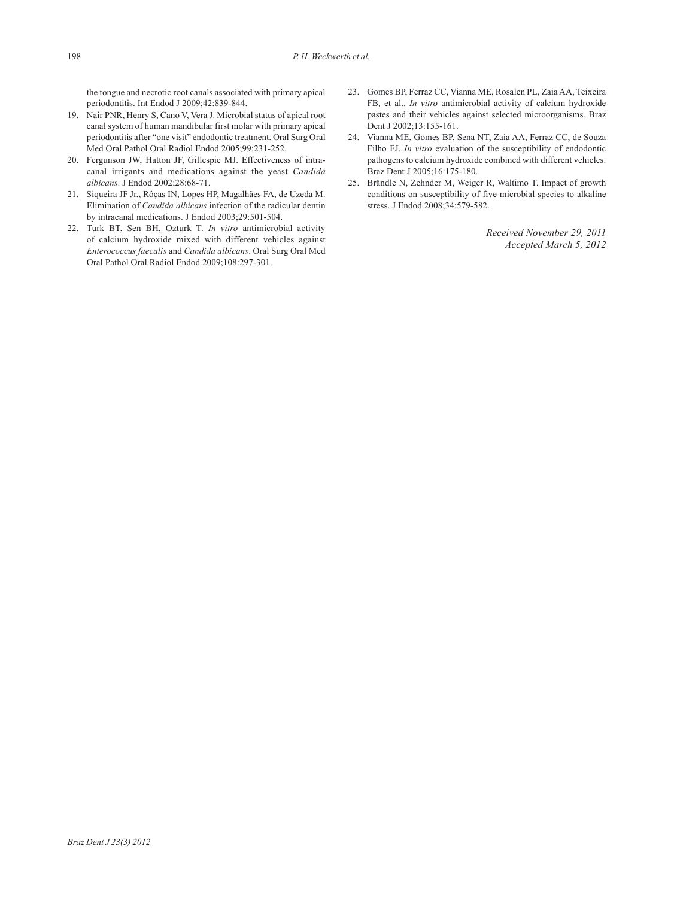the tongue and necrotic root canals associated with primary apical periodontitis. Int Endod J 2009;42:839-844.

19. Nair PNR, Henry S, Cano V, Vera J. Microbial status of apical root canal system of human mandibular first molar with primary apical periodontitis after "one visit" endodontic treatment. Oral Surg Oral Med Oral Pathol Oral Radiol Endod 2005;99:231-252.
20. Fergunson JW, Hatton JF, Gillespie MJ. Effectiveness of intracanal irrigants and medications against the yeast *Candida albicans*. J Endod 2002;28:68-71.
21. Siqueira JF Jr., Rôças IN, Lopes HP, Magalhães FA, de Uzeda M. Elimination of *Candida albicans* infection of the radicular dentin by intracanal medications. J Endod 2003;29:501-504.
22. Turk BT, Sen BH, Ozturk T. *In vitro* antimicrobial activity of calcium hydroxide mixed with different vehicles against *Enterococcus faecalis* and *Candida albicans*. Oral Surg Oral Med Oral Pathol Oral Radiol Endod 2009;108:297-301.
23. Gomes BP, Ferraz CC, Vianna ME, Rosalen PL, Zaia AA, Teixeira FB, et al.. *In vitro* antimicrobial activity of calcium hydroxide pastes and their vehicles against selected microorganisms. Braz Dent J 2002;13:155-161.
24. Vianna ME, Gomes BP, Sena NT, Zaia AA, Ferraz CC, de Souza Filho FJ. *In vitro* evaluation of the susceptibility of endodontic pathogens to calcium hydroxide combined with different vehicles. Braz Dent J 2005;16:175-180.
25. Brändle N, Zehnder M, Weiger R, Waltimo T. Impact of growth conditions on susceptibility of five microbial species to alkaline stress. J Endod 2008;34:579-582.

*Received November 29, 2011*
*Accepted March 5, 2012*